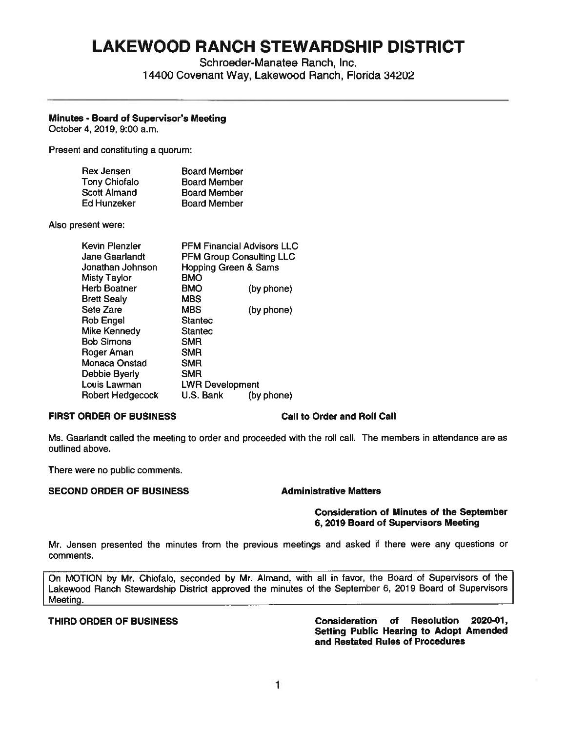# LAKEWOOD RANCH STEWARDSHIP DISTRICT

Schroeder-Manatee Ranch, Inc.
14400 Covenant Way, Lakewood Ranch, Florida 34202

**Minutes - Board of Supervisor's Meeting**
October 4, 2019, 9:00 a.m.

Present and constituting a quorum:

| | |
|---|---|
| Rex Jensen | Board Member |
| Tony Chiofalo | Board Member |
| Scott Almand | Board Member |
| Ed Hunzeker | Board Member |

Also present were:

| | | |
|---|---|---|
| Kevin Plenzler | PFM Financial Advisors LLC | |
| Jane Gaarlandt | PFM Group Consulting LLC | |
| Jonathan Johnson | Hopping Green & Sams | |
| Misty Taylor | BMO | |
| Herb Boatner | BMO | (by phone) |
| Brett Sealy | MBS | |
| Sete Zare | MBS | (by phone) |
| Rob Engel | Stantec | |
| Mike Kennedy | Stantec | |
| Bob Simons | SMR | |
| Roger Aman | SMR | |
| Monaca Onstad | SMR | |
| Debbie Byerly | SMR | |
| Louis Lawman | LWR Development | |
| Robert Hedgecock | U.S. Bank | (by phone) |

**FIRST ORDER OF BUSINESS** **Call to Order and Roll Call**

Ms. Gaarlandt called the meeting to order and proceeded with the roll call. The members in attendance are as outlined above.

There were no public comments.

**SECOND ORDER OF BUSINESS** **Administrative Matters**

**Consideration of Minutes of the September 6, 2019 Board of Supervisors Meeting**

Mr. Jensen presented the minutes from the previous meetings and asked if there were any questions or comments.

On MOTION by Mr. Chiofalo, seconded by Mr. Almand, with all in favor, the Board of Supervisors of the Lakewood Ranch Stewardship District approved the minutes of the September 6, 2019 Board of Supervisors Meeting.

**THIRD ORDER OF BUSINESS** **Consideration of Resolution 2020-01, Setting Public Hearing to Adopt Amended and Restated Rules of Procedures**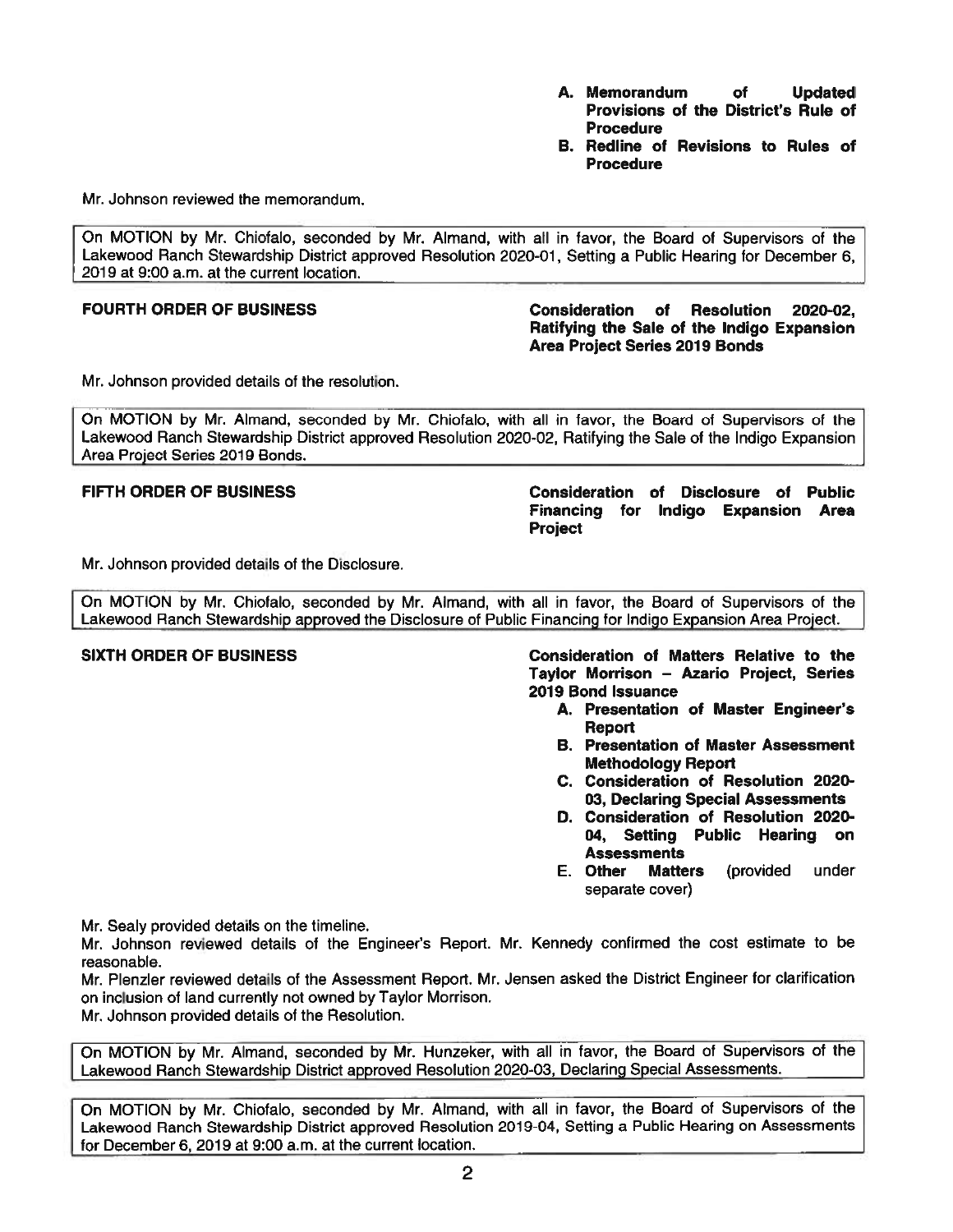**A. Memorandum of Updated Provisions of the District's Rule of Procedure**
**B. Redline of Revisions to Rules of Procedure**

Mr. Johnson reviewed the memorandum.

> On MOTION by Mr. Chiofalo, seconded by Mr. Almand, with all in favor, the Board of Supervisors of the Lakewood Ranch Stewardship District approved Resolution 2020-01, Setting a Public Hearing for December 6, 2019 at 9:00 a.m. at the current location.

**FOURTH ORDER OF BUSINESS** — **Consideration of Resolution 2020-02, Ratifying the Sale of the Indigo Expansion Area Project Series 2019 Bonds**

Mr. Johnson provided details of the resolution.

> On MOTION by Mr. Almand, seconded by Mr. Chiofalo, with all in favor, the Board of Supervisors of the Lakewood Ranch Stewardship District approved Resolution 2020-02, Ratifying the Sale of the Indigo Expansion Area Project Series 2019 Bonds.

**FIFTH ORDER OF BUSINESS** — **Consideration of Disclosure of Public Financing for Indigo Expansion Area Project**

Mr. Johnson provided details of the Disclosure.

> On MOTION by Mr. Chiofalo, seconded by Mr. Almand, with all in favor, the Board of Supervisors of the Lakewood Ranch Stewardship approved the Disclosure of Public Financing for Indigo Expansion Area Project.

**SIXTH ORDER OF BUSINESS** — **Consideration of Matters Relative to the Taylor Morrison – Azario Project, Series 2019 Bond Issuance**

**A. Presentation of Master Engineer's Report**
**B. Presentation of Master Assessment Methodology Report**
**C. Consideration of Resolution 2020-03, Declaring Special Assessments**
**D. Consideration of Resolution 2020-04, Setting Public Hearing on Assessments**
**E. Other Matters** (provided under separate cover)

Mr. Sealy provided details on the timeline.

Mr. Johnson reviewed details of the Engineer's Report. Mr. Kennedy confirmed the cost estimate to be reasonable.

Mr. Plenzler reviewed details of the Assessment Report. Mr. Jensen asked the District Engineer for clarification on inclusion of land currently not owned by Taylor Morrison.

Mr. Johnson provided details of the Resolution.

> On MOTION by Mr. Almand, seconded by Mr. Hunzeker, with all in favor, the Board of Supervisors of the Lakewood Ranch Stewardship District approved Resolution 2020-03, Declaring Special Assessments.

> On MOTION by Mr. Chiofalo, seconded by Mr. Almand, with all in favor, the Board of Supervisors of the Lakewood Ranch Stewardship District approved Resolution 2019-04, Setting a Public Hearing on Assessments for December 6, 2019 at 9:00 a.m. at the current location.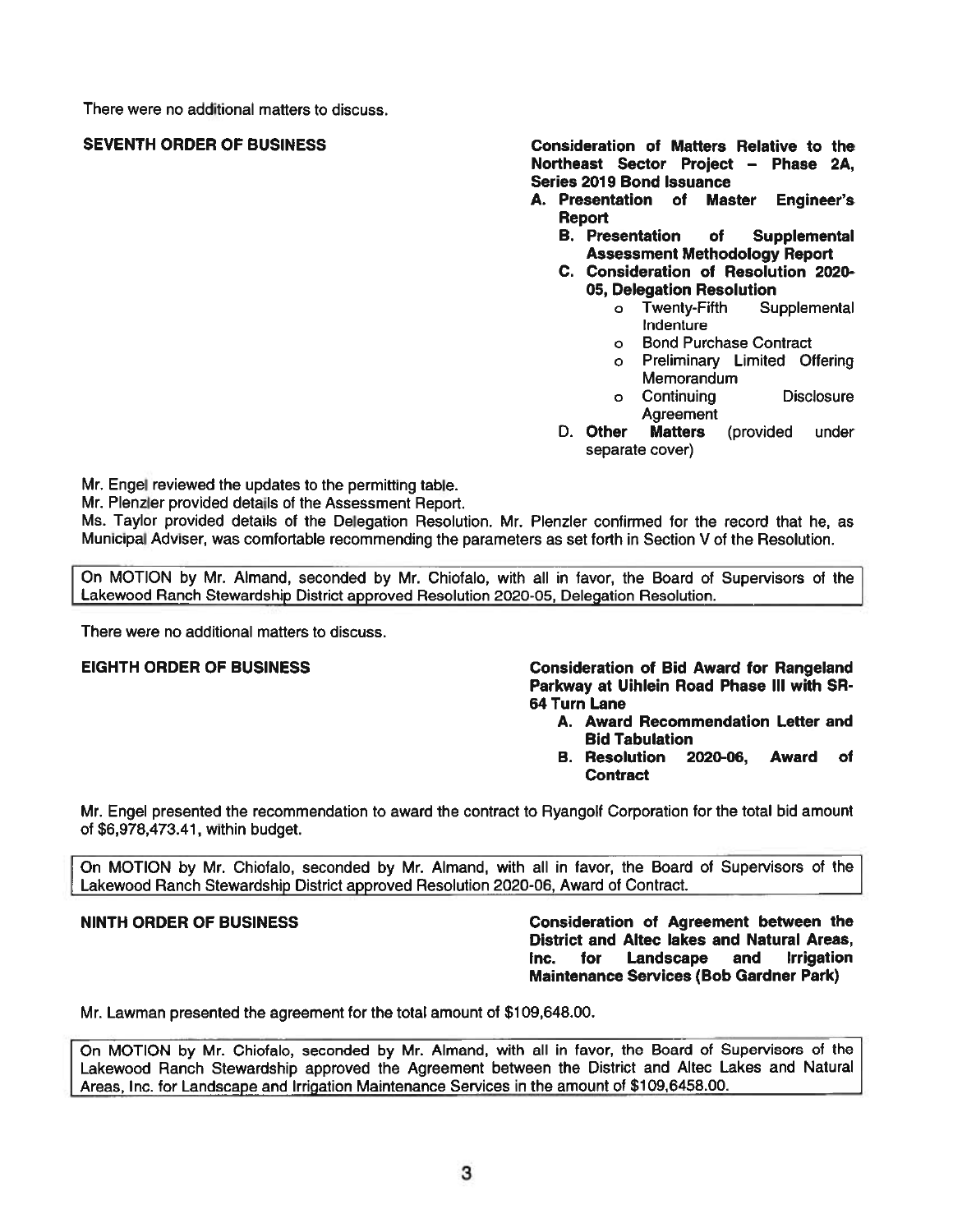There were no additional matters to discuss.

**SEVENTH ORDER OF BUSINESS** **Consideration of Matters Relative to the Northeast Sector Project – Phase 2A, Series 2019 Bond Issuance**

- **A. Presentation of Master Engineer's Report**
- **B. Presentation of Supplemental Assessment Methodology Report**
- **C. Consideration of Resolution 2020-05, Delegation Resolution**
  - Twenty-Fifth Supplemental Indenture
  - Bond Purchase Contract
  - Preliminary Limited Offering Memorandum
  - Continuing Disclosure Agreement
- D. **Other Matters** (provided under separate cover)

Mr. Engel reviewed the updates to the permitting table.

Mr. Plenzler provided details of the Assessment Report.

Ms. Taylor provided details of the Delegation Resolution. Mr. Plenzler confirmed for the record that he, as Municipal Adviser, was comfortable recommending the parameters as set forth in Section V of the Resolution.

> On MOTION by Mr. Almand, seconded by Mr. Chiofalo, with all in favor, the Board of Supervisors of the Lakewood Ranch Stewardship District approved Resolution 2020-05, Delegation Resolution.

There were no additional matters to discuss.

**EIGHTH ORDER OF BUSINESS** **Consideration of Bid Award for Rangeland Parkway at Uihlein Road Phase III with SR-64 Turn Lane**

- **A. Award Recommendation Letter and Bid Tabulation**
- **B. Resolution 2020-06, Award of Contract**

Mr. Engel presented the recommendation to award the contract to Ryangolf Corporation for the total bid amount of $6,978,473.41, within budget.

> On MOTION by Mr. Chiofalo, seconded by Mr. Almand, with all in favor, the Board of Supervisors of the Lakewood Ranch Stewardship District approved Resolution 2020-06, Award of Contract.

**NINTH ORDER OF BUSINESS** **Consideration of Agreement between the District and Altec lakes and Natural Areas, Inc. for Landscape and Irrigation Maintenance Services (Bob Gardner Park)**

Mr. Lawman presented the agreement for the total amount of $109,648.00.

> On MOTION by Mr. Chiofalo, seconded by Mr. Almand, with all in favor, the Board of Supervisors of the Lakewood Ranch Stewardship approved the Agreement between the District and Altec Lakes and Natural Areas, Inc. for Landscape and Irrigation Maintenance Services in the amount of $109,6458.00.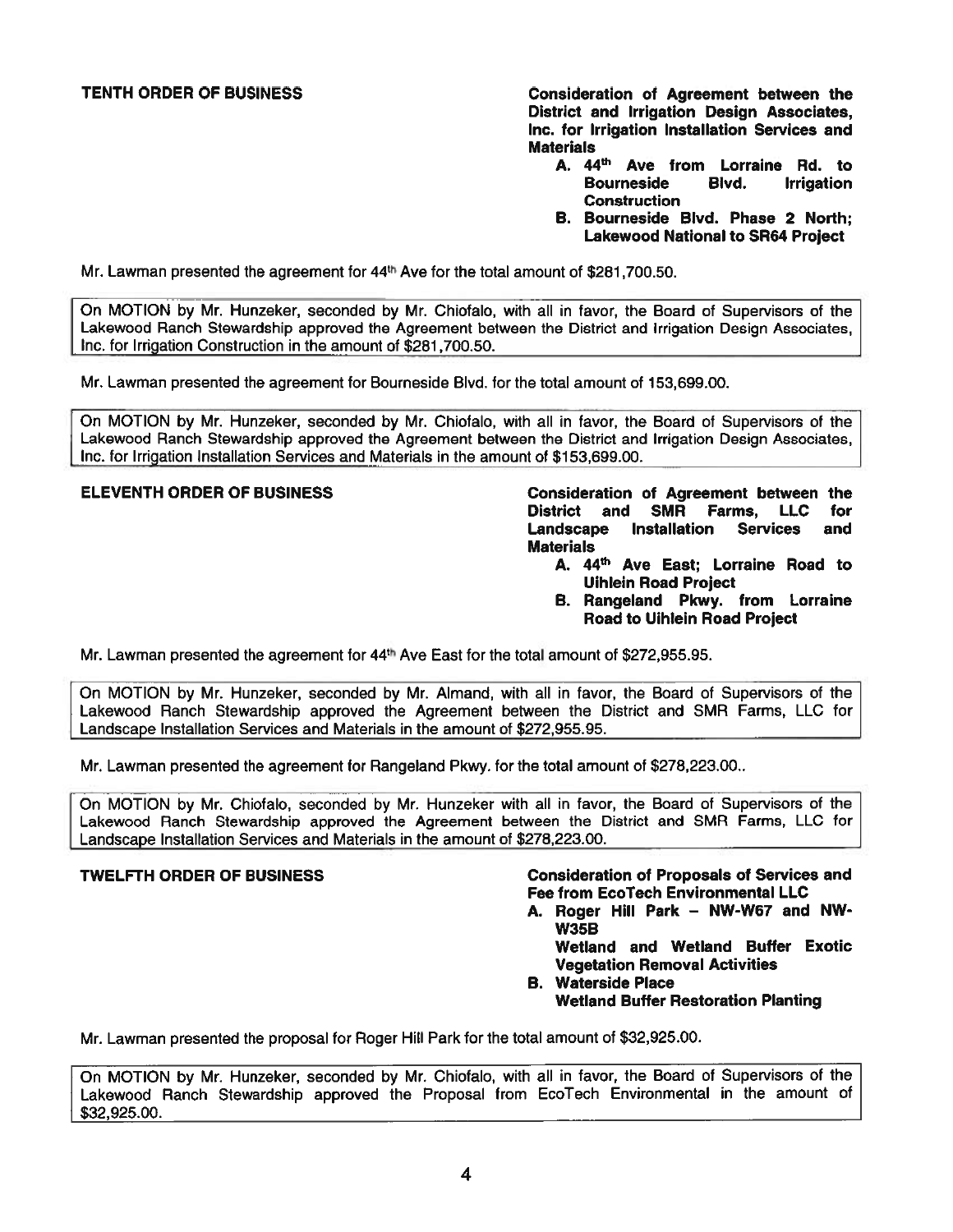**TENTH ORDER OF BUSINESS** — **Consideration of Agreement between the District and Irrigation Design Associates, Inc. for Irrigation Installation Services and Materials**

- **A. 44th Ave from Lorraine Rd. to Bourneside Blvd. Irrigation Construction**
- **B. Bourneside Blvd. Phase 2 North; Lakewood National to SR64 Project**

Mr. Lawman presented the agreement for 44th Ave for the total amount of $281,700.50.

> On MOTION by Mr. Hunzeker, seconded by Mr. Chiofalo, with all in favor, the Board of Supervisors of the Lakewood Ranch Stewardship approved the Agreement between the District and Irrigation Design Associates, Inc. for Irrigation Construction in the amount of $281,700.50.

Mr. Lawman presented the agreement for Bourneside Blvd. for the total amount of 153,699.00.

> On MOTION by Mr. Hunzeker, seconded by Mr. Chiofalo, with all in favor, the Board of Supervisors of the Lakewood Ranch Stewardship approved the Agreement between the District and Irrigation Design Associates, Inc. for Irrigation Installation Services and Materials in the amount of $153,699.00.

**ELEVENTH ORDER OF BUSINESS** — **Consideration of Agreement between the District and SMR Farms, LLC for Landscape Installation Services and Materials**

- **A. 44th Ave East; Lorraine Road to Uihlein Road Project**
- **B. Rangeland Pkwy. from Lorraine Road to Uihlein Road Project**

Mr. Lawman presented the agreement for 44th Ave East for the total amount of $272,955.95.

> On MOTION by Mr. Hunzeker, seconded by Mr. Almand, with all in favor, the Board of Supervisors of the Lakewood Ranch Stewardship approved the Agreement between the District and SMR Farms, LLC for Landscape Installation Services and Materials in the amount of $272,955.95.

Mr. Lawman presented the agreement for Rangeland Pkwy. for the total amount of $278,223.00..

> On MOTION by Mr. Chiofalo, seconded by Mr. Hunzeker with all in favor, the Board of Supervisors of the Lakewood Ranch Stewardship approved the Agreement between the District and SMR Farms, LLC for Landscape Installation Services and Materials in the amount of $278,223.00.

**TWELFTH ORDER OF BUSINESS** — **Consideration of Proposals of Services and Fee from EcoTech Environmental LLC**

- **A. Roger Hill Park – NW-W67 and NW-W35B Wetland and Wetland Buffer Exotic Vegetation Removal Activities**
- **B. Waterside Place Wetland Buffer Restoration Planting**

Mr. Lawman presented the proposal for Roger Hill Park for the total amount of $32,925.00.

> On MOTION by Mr. Hunzeker, seconded by Mr. Chiofalo, with all in favor, the Board of Supervisors of the Lakewood Ranch Stewardship approved the Proposal from EcoTech Environmental in the amount of $32,925.00.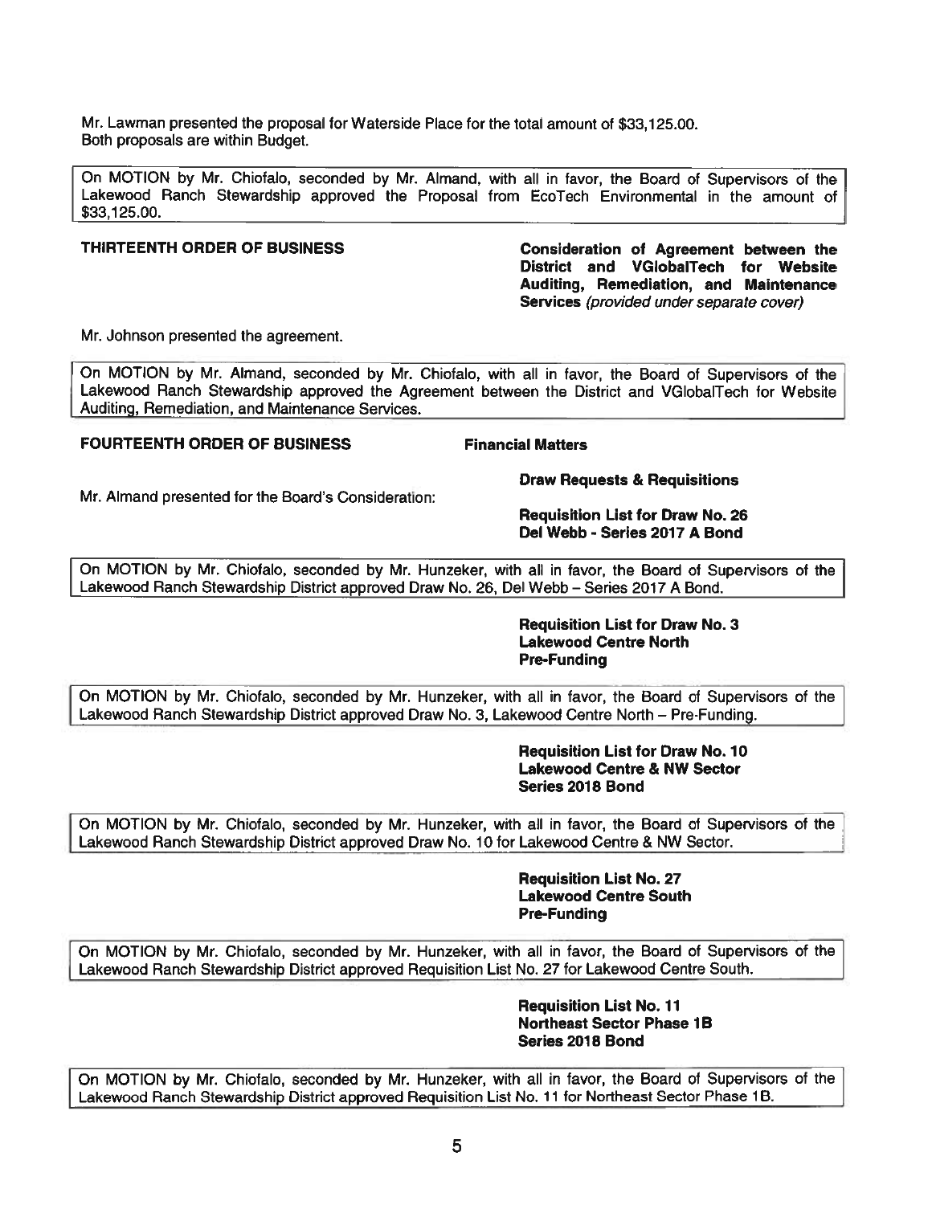Mr. Lawman presented the proposal for Waterside Place for the total amount of $33,125.00.
Both proposals are within Budget.

On MOTION by Mr. Chiofalo, seconded by Mr. Almand, with all in favor, the Board of Supervisors of the Lakewood Ranch Stewardship approved the Proposal from EcoTech Environmental in the amount of $33,125.00.

**THIRTEENTH ORDER OF BUSINESS** — **Consideration of Agreement between the District and VGlobalTech for Website Auditing, Remediation, and Maintenance Services** *(provided under separate cover)*

Mr. Johnson presented the agreement.

On MOTION by Mr. Almand, seconded by Mr. Chiofalo, with all in favor, the Board of Supervisors of the Lakewood Ranch Stewardship approved the Agreement between the District and VGlobalTech for Website Auditing, Remediation, and Maintenance Services.

**FOURTEENTH ORDER OF BUSINESS** — **Financial Matters**

**Draw Requests & Requisitions**

Mr. Almand presented for the Board's Consideration:

**Requisition List for Draw No. 26**
**Del Webb - Series 2017 A Bond**

On MOTION by Mr. Chiofalo, seconded by Mr. Hunzeker, with all in favor, the Board of Supervisors of the Lakewood Ranch Stewardship District approved Draw No. 26, Del Webb – Series 2017 A Bond.

**Requisition List for Draw No. 3**
**Lakewood Centre North**
**Pre-Funding**

On MOTION by Mr. Chiofalo, seconded by Mr. Hunzeker, with all in favor, the Board of Supervisors of the Lakewood Ranch Stewardship District approved Draw No. 3, Lakewood Centre North – Pre-Funding.

**Requisition List for Draw No. 10**
**Lakewood Centre & NW Sector**
**Series 2018 Bond**

On MOTION by Mr. Chiofalo, seconded by Mr. Hunzeker, with all in favor, the Board of Supervisors of the Lakewood Ranch Stewardship District approved Draw No. 10 for Lakewood Centre & NW Sector.

**Requisition List No. 27**
**Lakewood Centre South**
**Pre-Funding**

On MOTION by Mr. Chiofalo, seconded by Mr. Hunzeker, with all in favor, the Board of Supervisors of the Lakewood Ranch Stewardship District approved Requisition List No. 27 for Lakewood Centre South.

**Requisition List No. 11**
**Northeast Sector Phase 1B**
**Series 2018 Bond**

On MOTION by Mr. Chiofalo, seconded by Mr. Hunzeker, with all in favor, the Board of Supervisors of the Lakewood Ranch Stewardship District approved Requisition List No. 11 for Northeast Sector Phase 1B.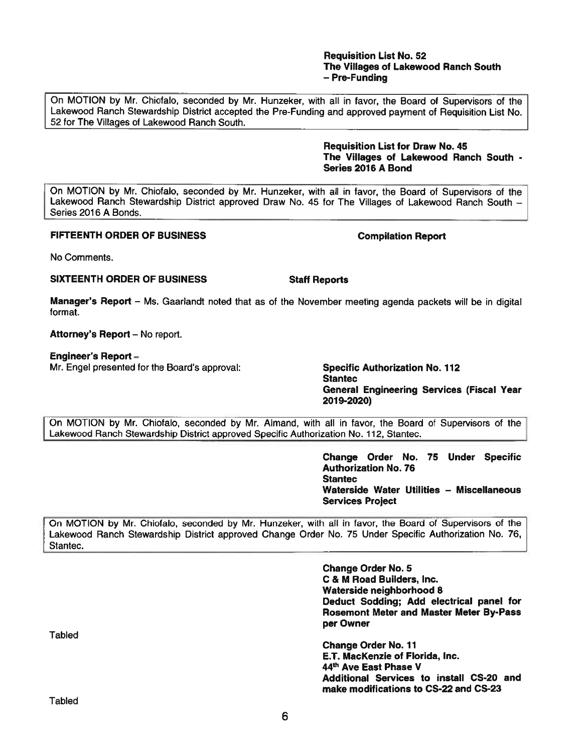**Requisition List No. 52**
**The Villages of Lakewood Ranch South – Pre-Funding**

> On MOTION by Mr. Chiofalo, seconded by Mr. Hunzeker, with all in favor, the Board of Supervisors of the Lakewood Ranch Stewardship District accepted the Pre-Funding and approved payment of Requisition List No. 52 for The Villages of Lakewood Ranch South.

**Requisition List for Draw No. 45**
**The Villages of Lakewood Ranch South - Series 2016 A Bond**

> On MOTION by Mr. Chiofalo, seconded by Mr. Hunzeker, with all in favor, the Board of Supervisors of the Lakewood Ranch Stewardship District approved Draw No. 45 for The Villages of Lakewood Ranch South – Series 2016 A Bonds.

**FIFTEENTH ORDER OF BUSINESS** **Compilation Report**

No Comments.

**SIXTEENTH ORDER OF BUSINESS** **Staff Reports**

**Manager's Report** – Ms. Gaarlandt noted that as of the November meeting agenda packets will be in digital format.

**Attorney's Report** – No report.

**Engineer's Report** –
Mr. Engel presented for the Board's approval:

**Specific Authorization No. 112**
**Stantec**
**General Engineering Services (Fiscal Year 2019-2020)**

> On MOTION by Mr. Chiofalo, seconded by Mr. Almand, with all in favor, the Board of Supervisors of the Lakewood Ranch Stewardship District approved Specific Authorization No. 112, Stantec.

**Change Order No. 75 Under Specific Authorization No. 76**
**Stantec**
**Waterside Water Utilities – Miscellaneous Services Project**

> On MOTION by Mr. Chiofalo, seconded by Mr. Hunzeker, with all in favor, the Board of Supervisors of the Lakewood Ranch Stewardship District approved Change Order No. 75 Under Specific Authorization No. 76, Stantec.

**Change Order No. 5**
**C & M Road Builders, Inc.**
**Waterside neighborhood 8**
**Deduct Sodding; Add electrical panel for Rosemont Meter and Master Meter By-Pass per Owner**

Tabled

**Change Order No. 11**
**E.T. MacKenzie of Florida, Inc.**
**44th Ave East Phase V**
**Additional Services to install CS-20 and make modifications to CS-22 and CS-23**

Tabled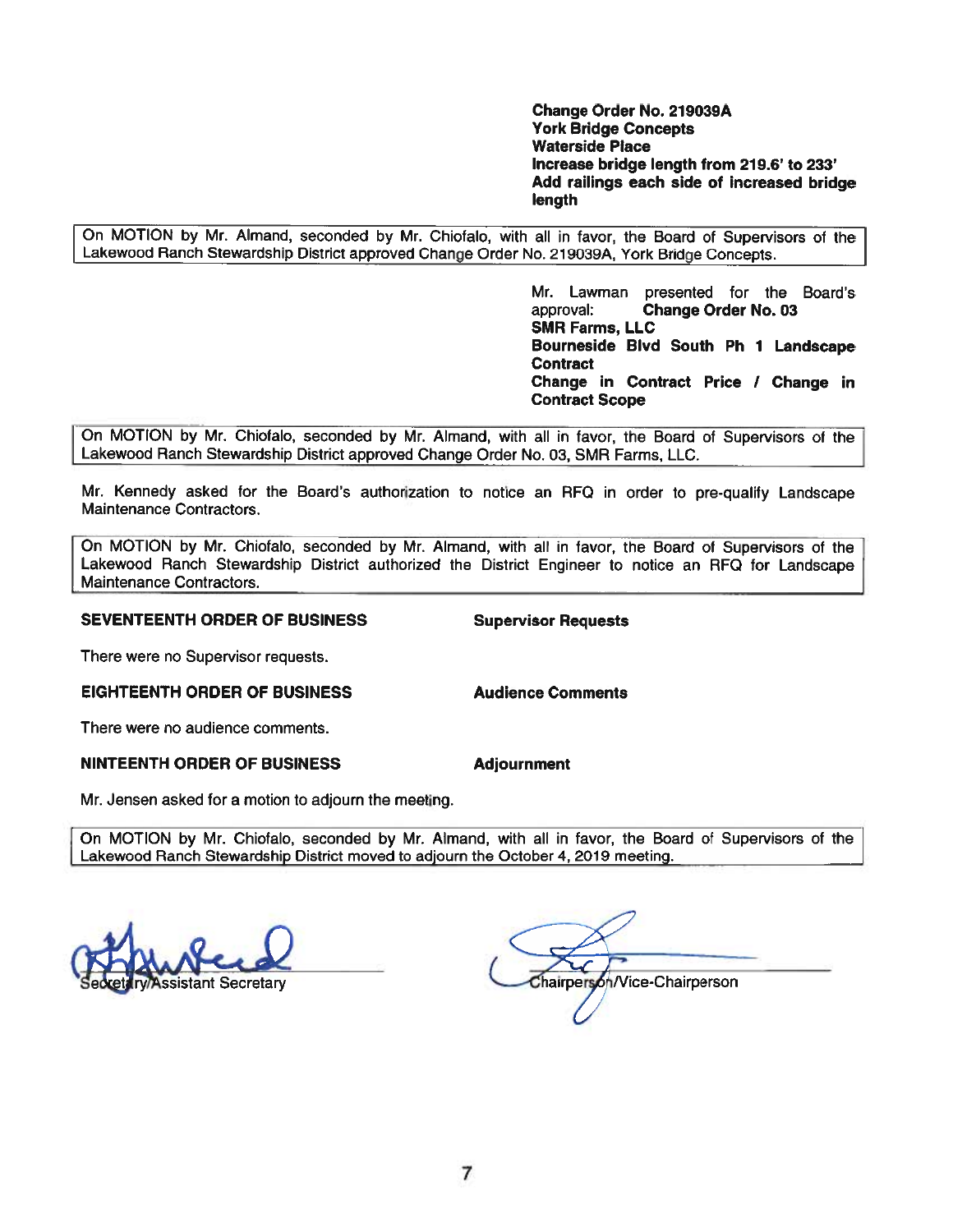**Change Order No. 219039A**
**York Bridge Concepts**
**Waterside Place**
**Increase bridge length from 219.6' to 233'**
**Add railings each side of increased bridge length**

On MOTION by Mr. Almand, seconded by Mr. Chiofalo, with all in favor, the Board of Supervisors of the Lakewood Ranch Stewardship District approved Change Order No. 219039A, York Bridge Concepts.

Mr. Lawman presented for the Board's approval: **Change Order No. 03**
**SMR Farms, LLC**
**Bourneside Blvd South Ph 1 Landscape Contract**
**Change in Contract Price / Change in Contract Scope**

On MOTION by Mr. Chiofalo, seconded by Mr. Almand, with all in favor, the Board of Supervisors of the Lakewood Ranch Stewardship District approved Change Order No. 03, SMR Farms, LLC.

Mr. Kennedy asked for the Board's authorization to notice an RFQ in order to pre-qualify Landscape Maintenance Contractors.

On MOTION by Mr. Chiofalo, seconded by Mr. Almand, with all in favor, the Board of Supervisors of the Lakewood Ranch Stewardship District authorized the District Engineer to notice an RFQ for Landscape Maintenance Contractors.

**SEVENTEENTH ORDER OF BUSINESS** **Supervisor Requests**

There were no Supervisor requests.

**EIGHTEENTH ORDER OF BUSINESS** **Audience Comments**

There were no audience comments.

**NINTEENTH ORDER OF BUSINESS** **Adjournment**

Mr. Jensen asked for a motion to adjourn the meeting.

On MOTION by Mr. Chiofalo, seconded by Mr. Almand, with all in favor, the Board of Supervisors of the Lakewood Ranch Stewardship District moved to adjourn the October 4, 2019 meeting.

Secretary/Assistant Secretary

Chairperson/Vice-Chairperson